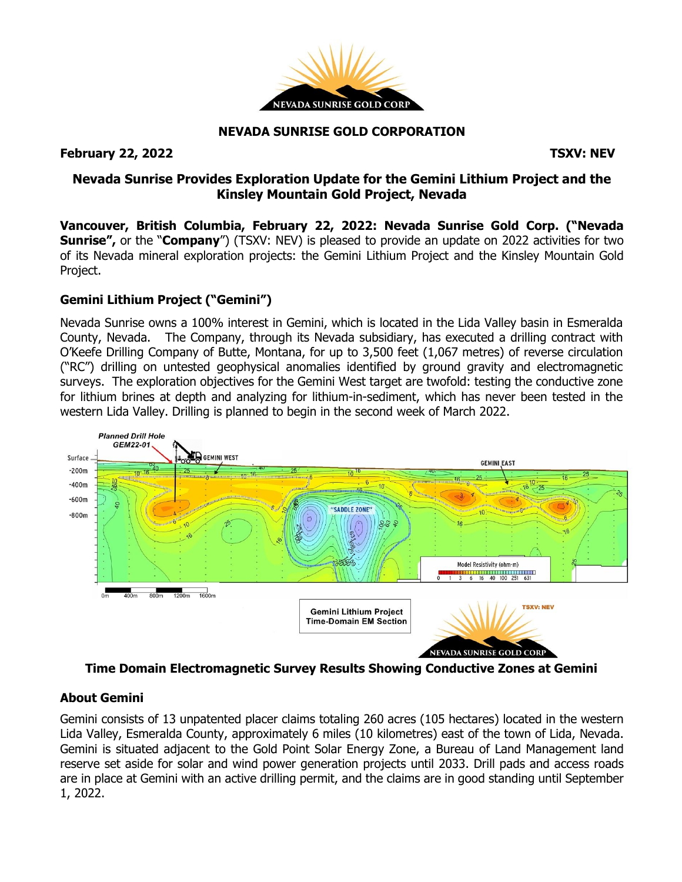# NEVADA SUNRISE GOLD CORPORATION

**February 22, 2022** **TSXV: NEV**

## Nevada Sunrise Provides Exploration Update for the Gemini Lithium Project and the Kinsley Mountain Gold Project, Nevada

**Vancouver, British Columbia, February 22, 2022: Nevada Sunrise Gold Corp. ("Nevada Sunrise",** or the "**Company**") (TSXV: NEV) is pleased to provide an update on 2022 activities for two of its Nevada mineral exploration projects: the Gemini Lithium Project and the Kinsley Mountain Gold Project.

### Gemini Lithium Project ("Gemini")

Nevada Sunrise owns a 100% interest in Gemini, which is located in the Lida Valley basin in Esmeralda County, Nevada. The Company, through its Nevada subsidiary, has executed a drilling contract with O'Keefe Drilling Company of Butte, Montana, for up to 3,500 feet (1,067 metres) of reverse circulation ("RC") drilling on untested geophysical anomalies identified by ground gravity and electromagnetic surveys. The exploration objectives for the Gemini West target are twofold: testing the conductive zone for lithium brines at depth and analyzing for lithium-in-sediment, which has never been tested in the western Lida Valley. Drilling is planned to begin in the second week of March 2022.

**Time Domain Electromagnetic Survey Results Showing Conductive Zones at Gemini**

### About Gemini

Gemini consists of 13 unpatented placer claims totaling 260 acres (105 hectares) located in the western Lida Valley, Esmeralda County, approximately 6 miles (10 kilometres) east of the town of Lida, Nevada. Gemini is situated adjacent to the Gold Point Solar Energy Zone, a Bureau of Land Management land reserve set aside for solar and wind power generation projects until 2033. Drill pads and access roads are in place at Gemini with an active drilling permit, and the claims are in good standing until September 1, 2022.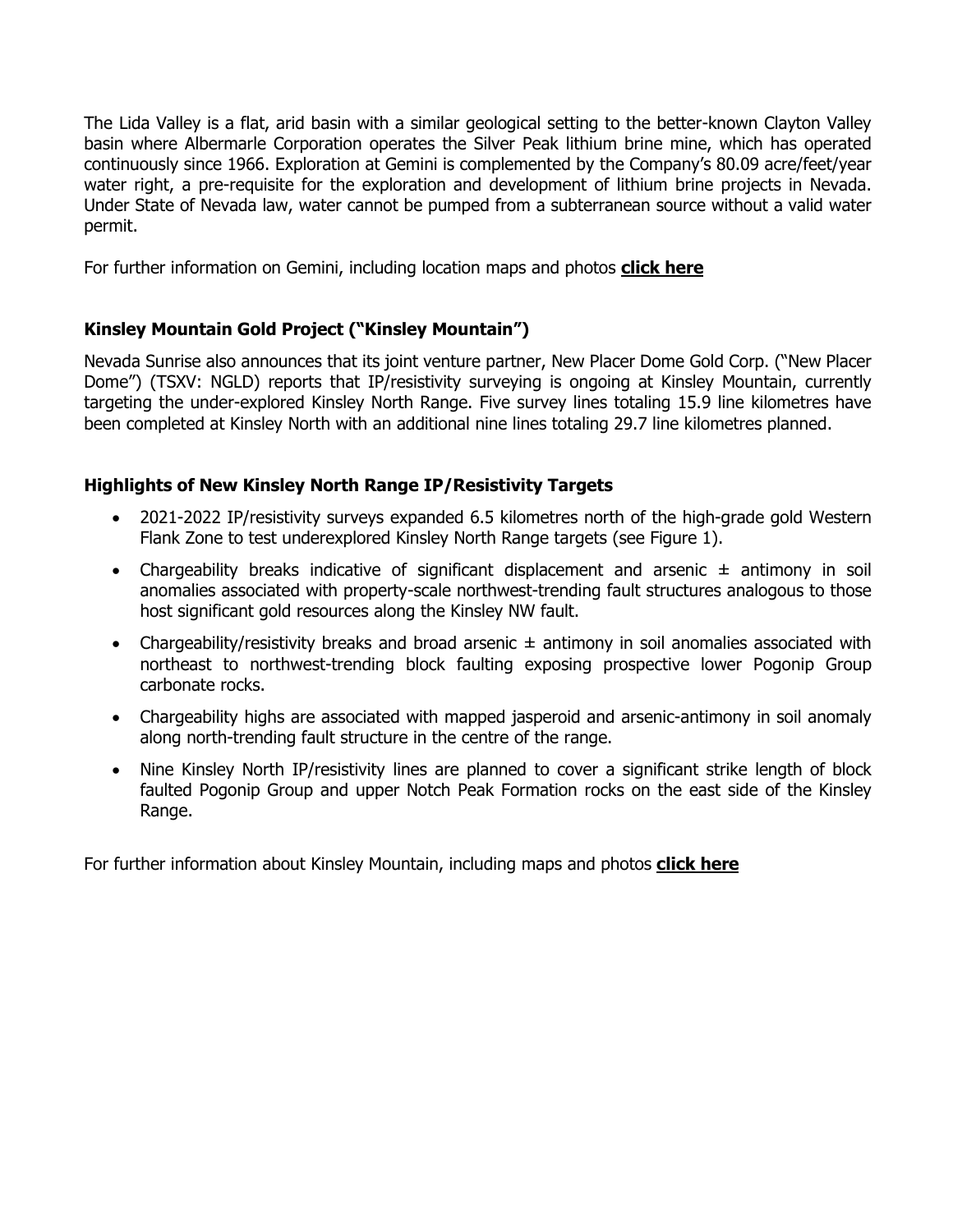The Lida Valley is a flat, arid basin with a similar geological setting to the better-known Clayton Valley basin where Albermarle Corporation operates the Silver Peak lithium brine mine, which has operated continuously since 1966. Exploration at Gemini is complemented by the Company's 80.09 acre/feet/year water right, a pre-requisite for the exploration and development of lithium brine projects in Nevada. Under State of Nevada law, water cannot be pumped from a subterranean source without a valid water permit.

For further information on Gemini, including location maps and photos **click here**

### Kinsley Mountain Gold Project ("Kinsley Mountain")

Nevada Sunrise also announces that its joint venture partner, New Placer Dome Gold Corp. ("New Placer Dome") (TSXV: NGLD) reports that IP/resistivity surveying is ongoing at Kinsley Mountain, currently targeting the under-explored Kinsley North Range. Five survey lines totaling 15.9 line kilometres have been completed at Kinsley North with an additional nine lines totaling 29.7 line kilometres planned.

### Highlights of New Kinsley North Range IP/Resistivity Targets

- 2021-2022 IP/resistivity surveys expanded 6.5 kilometres north of the high-grade gold Western Flank Zone to test underexplored Kinsley North Range targets (see Figure 1).
- Chargeability breaks indicative of significant displacement and arsenic ± antimony in soil anomalies associated with property-scale northwest-trending fault structures analogous to those host significant gold resources along the Kinsley NW fault.
- Chargeability/resistivity breaks and broad arsenic ± antimony in soil anomalies associated with northeast to northwest-trending block faulting exposing prospective lower Pogonip Group carbonate rocks.
- Chargeability highs are associated with mapped jasperoid and arsenic-antimony in soil anomaly along north-trending fault structure in the centre of the range.
- Nine Kinsley North IP/resistivity lines are planned to cover a significant strike length of block faulted Pogonip Group and upper Notch Peak Formation rocks on the east side of the Kinsley Range.

For further information about Kinsley Mountain, including maps and photos **click here**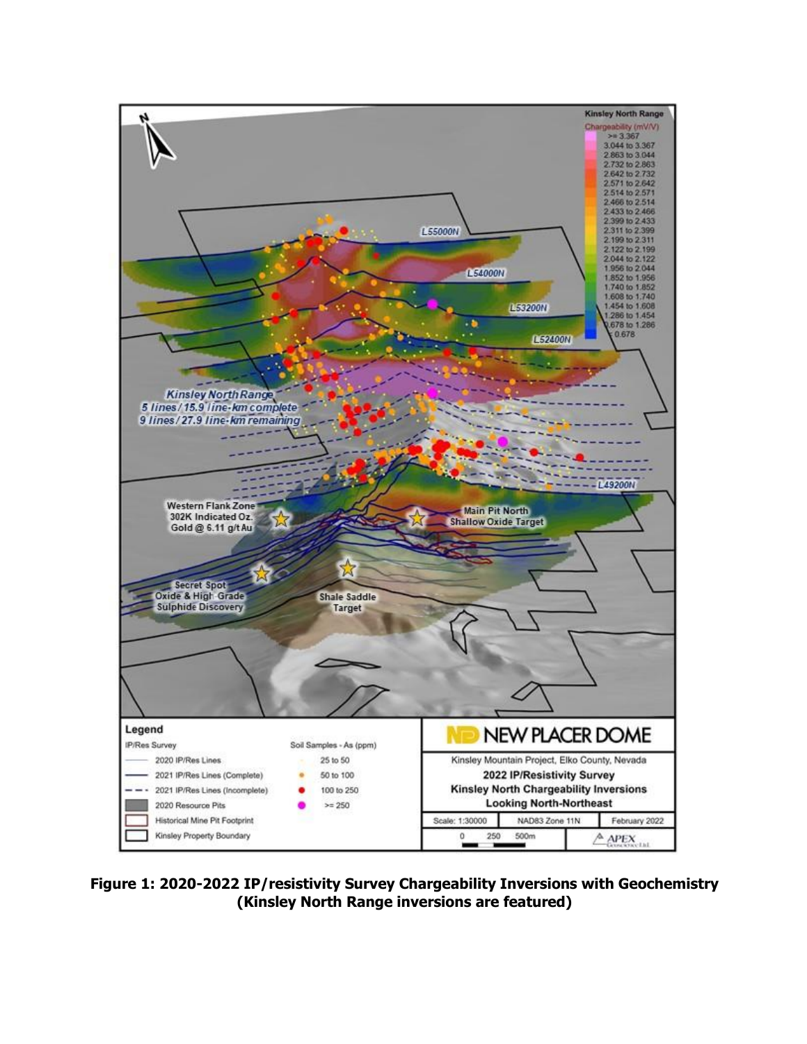**Figure 1: 2020-2022 IP/resistivity Survey Chargeability Inversions with Geochemistry (Kinsley North Range inversions are featured)**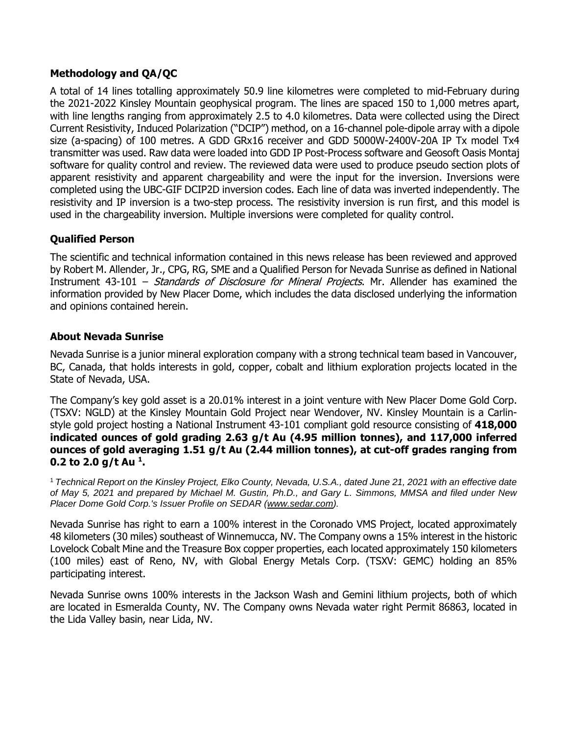## Methodology and QA/QC

A total of 14 lines totalling approximately 50.9 line kilometres were completed to mid-February during the 2021-2022 Kinsley Mountain geophysical program. The lines are spaced 150 to 1,000 metres apart, with line lengths ranging from approximately 2.5 to 4.0 kilometres. Data were collected using the Direct Current Resistivity, Induced Polarization ("DCIP") method, on a 16-channel pole-dipole array with a dipole size (a-spacing) of 100 metres. A GDD GRx16 receiver and GDD 5000W-2400V-20A IP Tx model Tx4 transmitter was used. Raw data were loaded into GDD IP Post-Process software and Geosoft Oasis Montaj software for quality control and review. The reviewed data were used to produce pseudo section plots of apparent resistivity and apparent chargeability and were the input for the inversion. Inversions were completed using the UBC-GIF DCIP2D inversion codes. Each line of data was inverted independently. The resistivity and IP inversion is a two-step process. The resistivity inversion is run first, and this model is used in the chargeability inversion. Multiple inversions were completed for quality control.

## Qualified Person

The scientific and technical information contained in this news release has been reviewed and approved by Robert M. Allender, Jr., CPG, RG, SME and a Qualified Person for Nevada Sunrise as defined in National Instrument 43-101 – *Standards of Disclosure for Mineral Projects*. Mr. Allender has examined the information provided by New Placer Dome, which includes the data disclosed underlying the information and opinions contained herein.

## About Nevada Sunrise

Nevada Sunrise is a junior mineral exploration company with a strong technical team based in Vancouver, BC, Canada, that holds interests in gold, copper, cobalt and lithium exploration projects located in the State of Nevada, USA.

The Company's key gold asset is a 20.01% interest in a joint venture with New Placer Dome Gold Corp. (TSXV: NGLD) at the Kinsley Mountain Gold Project near Wendover, NV. Kinsley Mountain is a Carlin-style gold project hosting a National Instrument 43-101 compliant gold resource consisting of **418,000 indicated ounces of gold grading 2.63 g/t Au (4.95 million tonnes), and 117,000 inferred ounces of gold averaging 1.51 g/t Au (2.44 million tonnes), at cut-off grades ranging from 0.2 to 2.0 g/t Au [1].**

[1] *Technical Report on the Kinsley Project, Elko County, Nevada, U.S.A., dated June 21, 2021 with an effective date of May 5, 2021 and prepared by Michael M. Gustin, Ph.D., and Gary L. Simmons, MMSA and filed under New Placer Dome Gold Corp.'s Issuer Profile on SEDAR (www.sedar.com).*

Nevada Sunrise has right to earn a 100% interest in the Coronado VMS Project, located approximately 48 kilometers (30 miles) southeast of Winnemucca, NV. The Company owns a 15% interest in the historic Lovelock Cobalt Mine and the Treasure Box copper properties, each located approximately 150 kilometers (100 miles) east of Reno, NV, with Global Energy Metals Corp. (TSXV: GEMC) holding an 85% participating interest.

Nevada Sunrise owns 100% interests in the Jackson Wash and Gemini lithium projects, both of which are located in Esmeralda County, NV. The Company owns Nevada water right Permit 86863, located in the Lida Valley basin, near Lida, NV.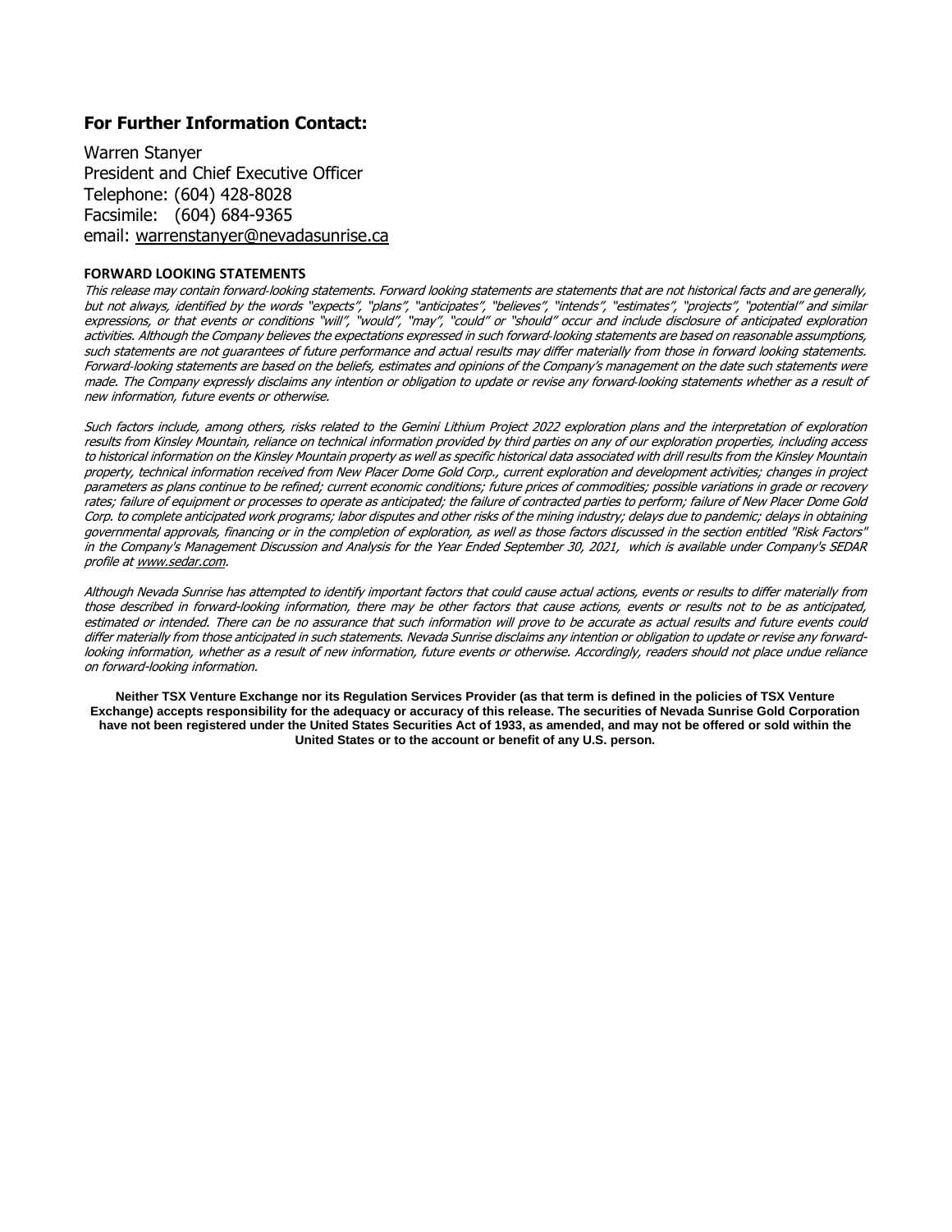## For Further Information Contact:

Warren Stanyer
President and Chief Executive Officer
Telephone: (604) 428-8028
Facsimile: (604) 684-9365
email: warrenstanyer@nevadasunrise.ca

**FORWARD LOOKING STATEMENTS**

*This release may contain forward-looking statements. Forward looking statements are statements that are not historical facts and are generally, but not always, identified by the words "expects", "plans", "anticipates", "believes", "intends", "estimates", "projects", "potential" and similar expressions, or that events or conditions "will", "would", "may", "could" or "should" occur and include disclosure of anticipated exploration activities. Although the Company believes the expectations expressed in such forward-looking statements are based on reasonable assumptions, such statements are not guarantees of future performance and actual results may differ materially from those in forward looking statements. Forward-looking statements are based on the beliefs, estimates and opinions of the Company's management on the date such statements were made. The Company expressly disclaims any intention or obligation to update or revise any forward-looking statements whether as a result of new information, future events or otherwise.*

*Such factors include, among others, risks related to the Gemini Lithium Project 2022 exploration plans and the interpretation of exploration results from Kinsley Mountain, reliance on technical information provided by third parties on any of our exploration properties, including access to historical information on the Kinsley Mountain property as well as specific historical data associated with drill results from the Kinsley Mountain property, technical information received from New Placer Dome Gold Corp., current exploration and development activities; changes in project parameters as plans continue to be refined; current economic conditions; future prices of commodities; possible variations in grade or recovery rates; failure of equipment or processes to operate as anticipated; the failure of contracted parties to perform; failure of New Placer Dome Gold Corp. to complete anticipated work programs; labor disputes and other risks of the mining industry; delays due to pandemic; delays in obtaining governmental approvals, financing or in the completion of exploration, as well as those factors discussed in the section entitled "Risk Factors" in the Company's Management Discussion and Analysis for the Year Ended September 30, 2021, which is available under Company's SEDAR profile at www.sedar.com.*

*Although Nevada Sunrise has attempted to identify important factors that could cause actual actions, events or results to differ materially from those described in forward-looking information, there may be other factors that cause actions, events or results not to be as anticipated, estimated or intended. There can be no assurance that such information will prove to be accurate as actual results and future events could differ materially from those anticipated in such statements. Nevada Sunrise disclaims any intention or obligation to update or revise any forward-looking information, whether as a result of new information, future events or otherwise. Accordingly, readers should not place undue reliance on forward-looking information.*

**Neither TSX Venture Exchange nor its Regulation Services Provider (as that term is defined in the policies of TSX Venture Exchange) accepts responsibility for the adequacy or accuracy of this release. The securities of Nevada Sunrise Gold Corporation have not been registered under the United States Securities Act of 1933, as amended, and may not be offered or sold within the United States or to the account or benefit of any U.S. person.**